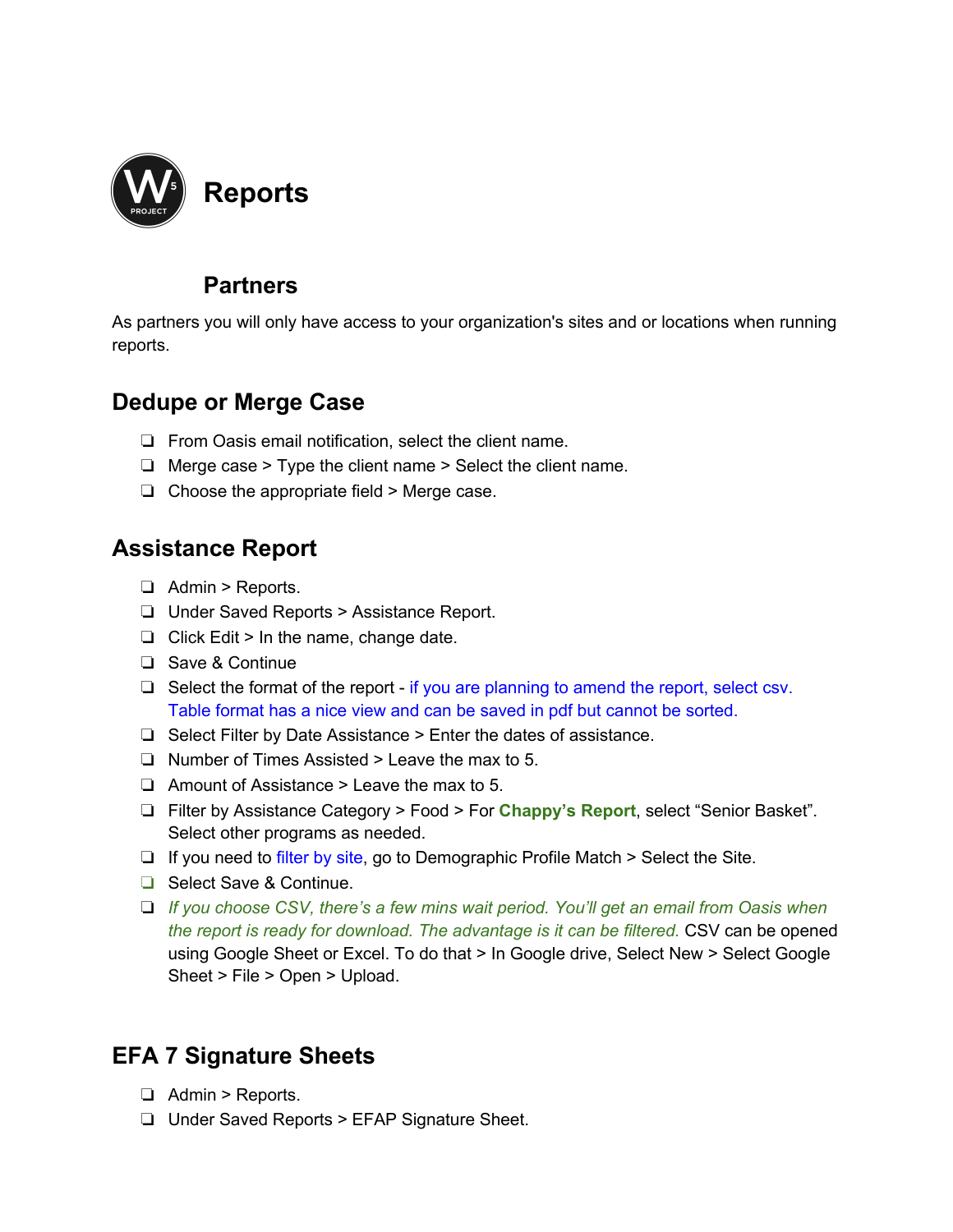# Reports

## Partners

As partners you will only have access to your organization's sites and or locations when running reports.

## Dedupe or Merge Case

- [ ] From Oasis email notification, select the client name.
- [ ] Merge case > Type the client name > Select the client name.
- [ ] Choose the appropriate field > Merge case.

## Assistance Report

- [ ] Admin > Reports.
- [ ] Under Saved Reports > Assistance Report.
- [ ] Click Edit > In the name, change date.
- [ ] Save & Continue
- [ ] Select the format of the report - if you are planning to amend the report, select csv. Table format has a nice view and can be saved in pdf but cannot be sorted.
- [ ] Select Filter by Date Assistance > Enter the dates of assistance.
- [ ] Number of Times Assisted > Leave the max to 5.
- [ ] Amount of Assistance > Leave the max to 5.
- [ ] Filter by Assistance Category > Food > For **Chappy's Report**, select "Senior Basket". Select other programs as needed.
- [ ] If you need to filter by site, go to Demographic Profile Match > Select the Site.
- [ ] Select Save & Continue.
- [ ] *If you choose CSV, there's a few mins wait period. You'll get an email from Oasis when the report is ready for download. The advantage is it can be filtered.* CSV can be opened using Google Sheet or Excel. To do that > In Google drive, Select New > Select Google Sheet > File > Open > Upload.

## EFA 7 Signature Sheets

- [ ] Admin > Reports.
- [ ] Under Saved Reports > EFAP Signature Sheet.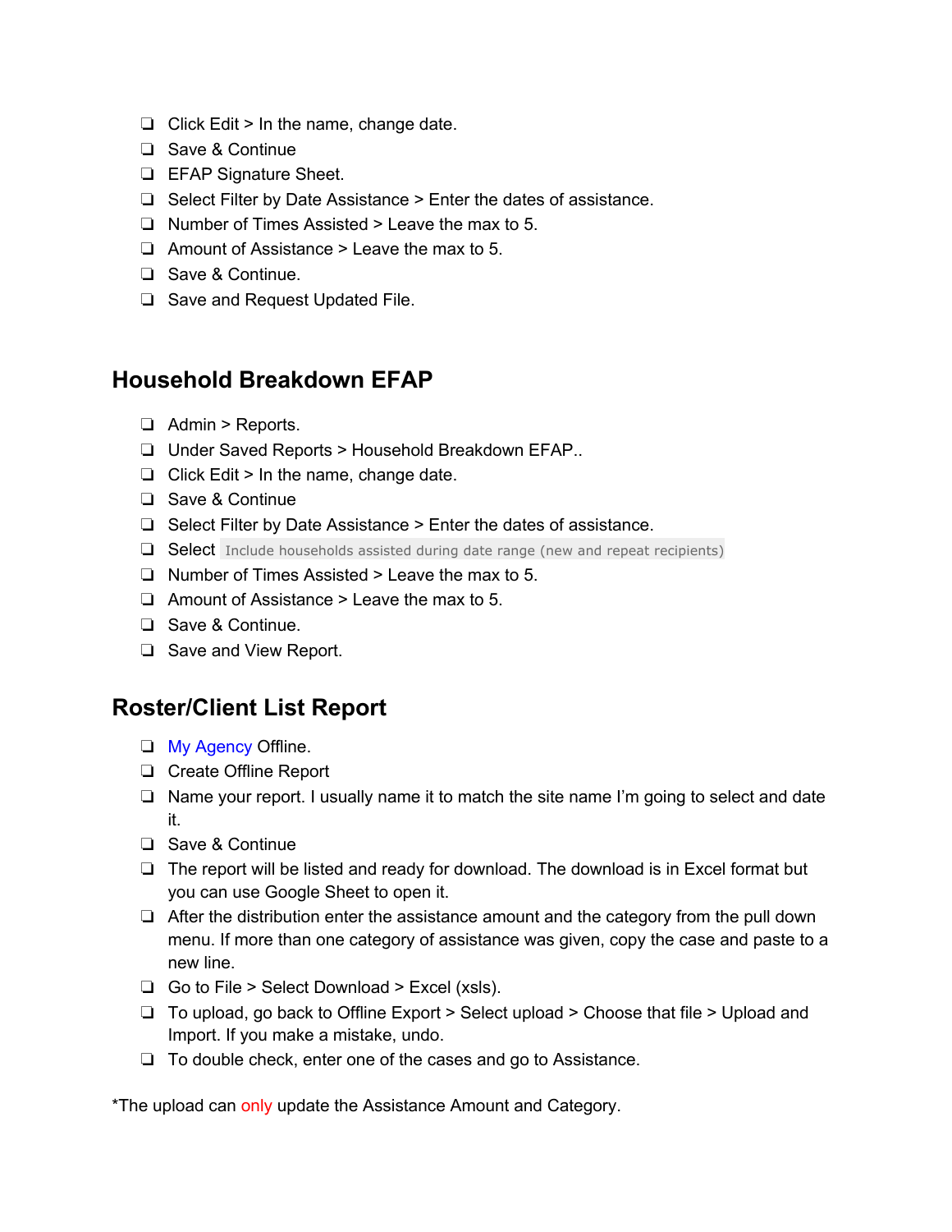- [ ] Click Edit > In the name, change date.
- [ ] Save & Continue
- [ ] EFAP Signature Sheet.
- [ ] Select Filter by Date Assistance > Enter the dates of assistance.
- [ ] Number of Times Assisted > Leave the max to 5.
- [ ] Amount of Assistance > Leave the max to 5.
- [ ] Save & Continue.
- [ ] Save and Request Updated File.

## Household Breakdown EFAP

- [ ] Admin > Reports.
- [ ] Under Saved Reports > Household Breakdown EFAP..
- [ ] Click Edit > In the name, change date.
- [ ] Save & Continue
- [ ] Select Filter by Date Assistance > Enter the dates of assistance.
- [ ] Select `Include households assisted during date range (new and repeat recipients)`
- [ ] Number of Times Assisted > Leave the max to 5.
- [ ] Amount of Assistance > Leave the max to 5.
- [ ] Save & Continue.
- [ ] Save and View Report.

## Roster/Client List Report

- [ ] My Agency Offline.
- [ ] Create Offline Report
- [ ] Name your report. I usually name it to match the site name I'm going to select and date it.
- [ ] Save & Continue
- [ ] The report will be listed and ready for download. The download is in Excel format but you can use Google Sheet to open it.
- [ ] After the distribution enter the assistance amount and the category from the pull down menu. If more than one category of assistance was given, copy the case and paste to a new line.
- [ ] Go to File > Select Download > Excel (xsls).
- [ ] To upload, go back to Offline Export > Select upload > Choose that file > Upload and Import. If you make a mistake, undo.
- [ ] To double check, enter one of the cases and go to Assistance.

*The upload can only update the Assistance Amount and Category.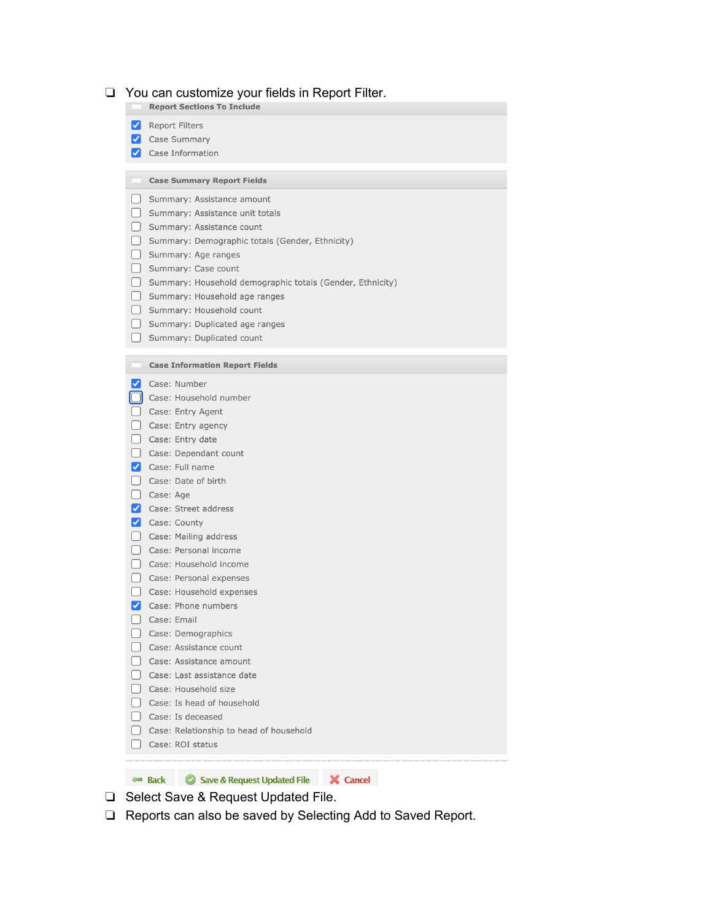- You can customize your fields in Report Filter.

**Report Sections To Include**

- [x] Report Filters
- [x] Case Summary
- [x] Case Information

**Case Summary Report Fields**

- [ ] Summary: Assistance amount
- [ ] Summary: Assistance unit totals
- [ ] Summary: Assistance count
- [ ] Summary: Demographic totals (Gender, Ethnicity)
- [ ] Summary: Age ranges
- [ ] Summary: Case count
- [ ] Summary: Household demographic totals (Gender, Ethnicity)
- [ ] Summary: Household age ranges
- [ ] Summary: Household count
- [ ] Summary: Duplicated age ranges
- [ ] Summary: Duplicated count

**Case Information Report Fields**

- [x] Case: Number
- [ ] Case: Household number
- [ ] Case: Entry Agent
- [ ] Case: Entry agency
- [ ] Case: Entry date
- [ ] Case: Dependant count
- [x] Case: Full name
- [ ] Case: Date of birth
- [ ] Case: Age
- [x] Case: Street address
- [x] Case: County
- [ ] Case: Mailing address
- [ ] Case: Personal income
- [ ] Case: Household income
- [ ] Case: Personal expenses
- [ ] Case: Household expenses
- [x] Case: Phone numbers
- [ ] Case: Email
- [ ] Case: Demographics
- [ ] Case: Assistance count
- [ ] Case: Assistance amount
- [ ] Case: Last assistance date
- [ ] Case: Household size
- [ ] Case: Is head of household
- [ ] Case: Is deceased
- [ ] Case: Relationship to head of household
- [ ] Case: ROI status

Back | Save & Request Updated File | Cancel

- Select Save & Request Updated File.
- Reports can also be saved by Selecting Add to Saved Report.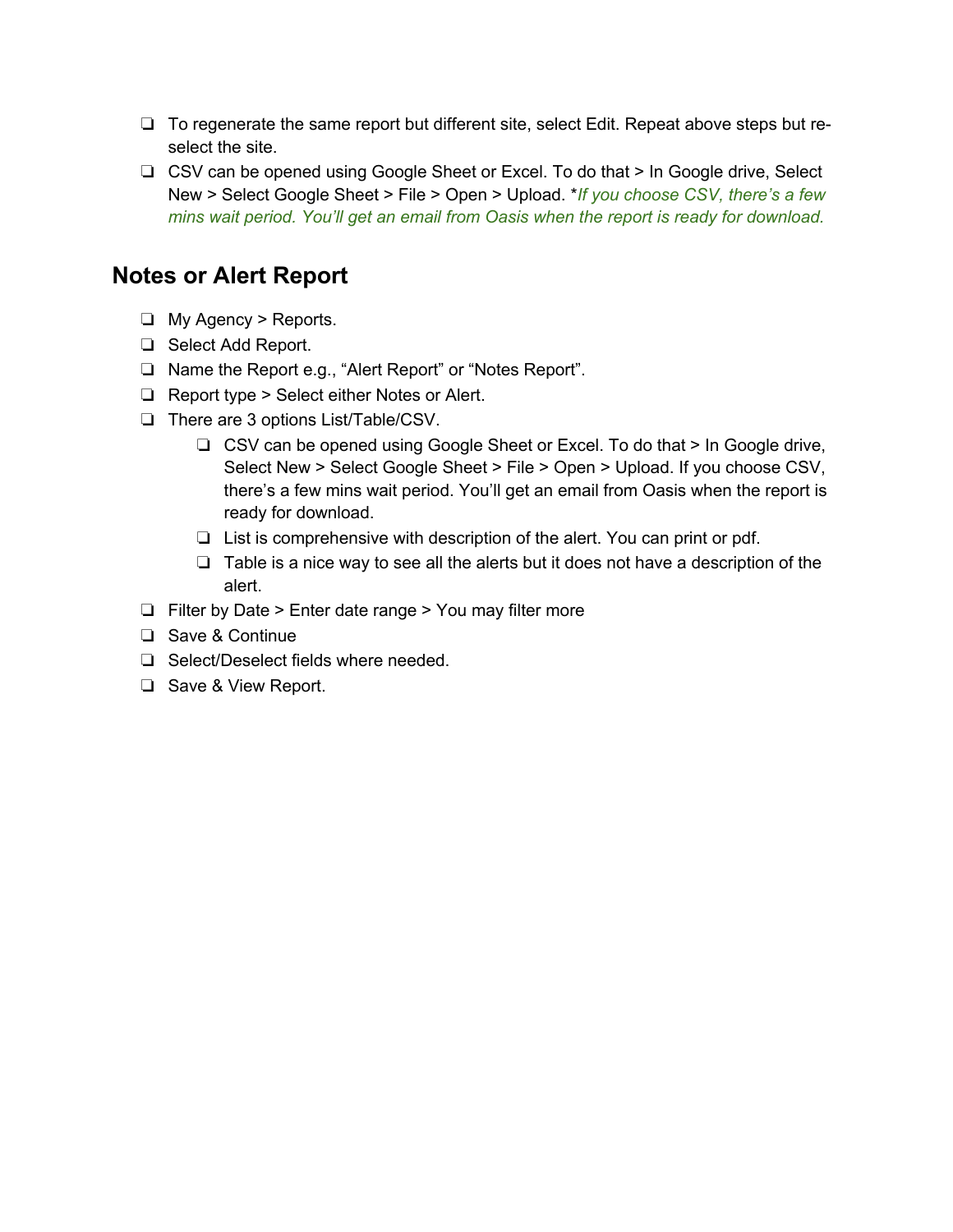- ❏ To regenerate the same report but different site, select Edit. Repeat above steps but re-select the site.
- ❏ CSV can be opened using Google Sheet or Excel. To do that > In Google drive, Select New > Select Google Sheet > File > Open > Upload. **If you choose CSV, there's a few mins wait period. You'll get an email from Oasis when the report is ready for download.*

## Notes or Alert Report

- ❏ My Agency > Reports.
- ❏ Select Add Report.
- ❏ Name the Report e.g., "Alert Report" or "Notes Report".
- ❏ Report type > Select either Notes or Alert.
- ❏ There are 3 options List/Table/CSV.
  - ❏ CSV can be opened using Google Sheet or Excel. To do that > In Google drive, Select New > Select Google Sheet > File > Open > Upload. If you choose CSV, there's a few mins wait period. You'll get an email from Oasis when the report is ready for download.
  - ❏ List is comprehensive with description of the alert. You can print or pdf.
  - ❏ Table is a nice way to see all the alerts but it does not have a description of the alert.
- ❏ Filter by Date > Enter date range > You may filter more
- ❏ Save & Continue
- ❏ Select/Deselect fields where needed.
- ❏ Save & View Report.